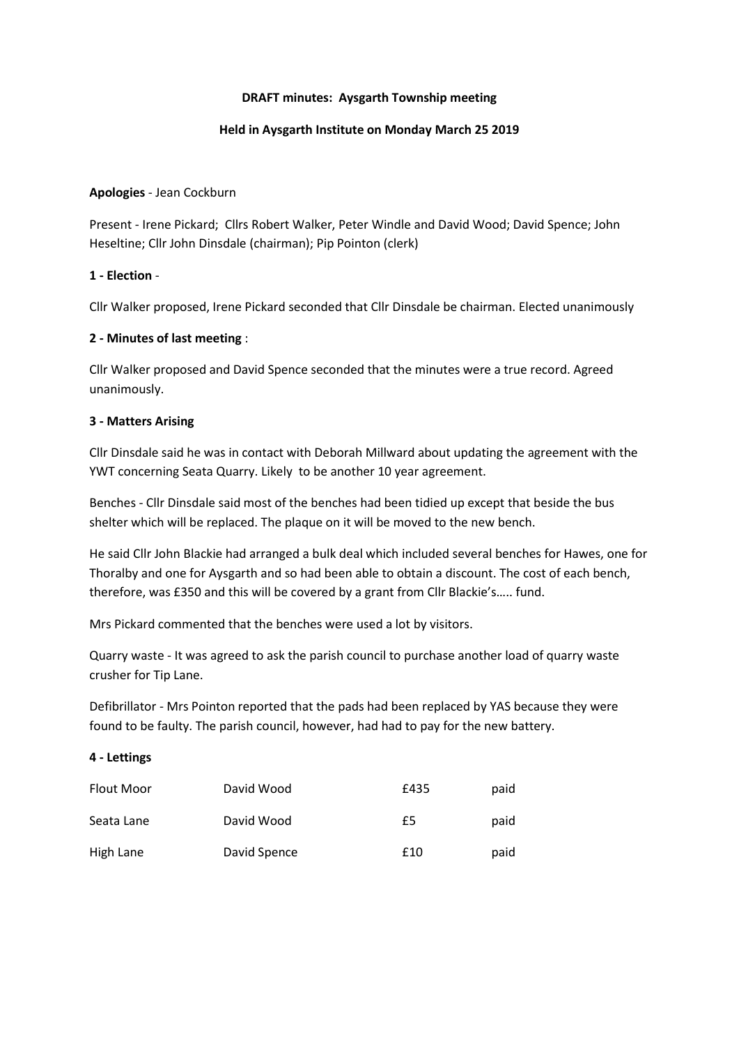**DRAFT minutes: Aysgarth Township meeting**

**Held in Aysgarth Institute on Monday March 25 2019**

**Apologies** - Jean Cockburn

Present - Irene Pickard; Cllrs Robert Walker, Peter Windle and David Wood; David Spence; John Heseltine; Cllr John Dinsdale (chairman); Pip Pointon (clerk)

**1 - Election** -

Cllr Walker proposed, Irene Pickard seconded that Cllr Dinsdale be chairman. Elected unanimously

**2 - Minutes of last meeting** :

Cllr Walker proposed and David Spence seconded that the minutes were a true record. Agreed unanimously.

**3 - Matters Arising**

Cllr Dinsdale said he was in contact with Deborah Millward about updating the agreement with the YWT concerning Seata Quarry. Likely to be another 10 year agreement.

Benches - Cllr Dinsdale said most of the benches had been tidied up except that beside the bus shelter which will be replaced. The plaque on it will be moved to the new bench.

He said Cllr John Blackie had arranged a bulk deal which included several benches for Hawes, one for Thoralby and one for Aysgarth and so had been able to obtain a discount. The cost of each bench, therefore, was £350 and this will be covered by a grant from Cllr Blackie's….. fund.

Mrs Pickard commented that the benches were used a lot by visitors.

Quarry waste - It was agreed to ask the parish council to purchase another load of quarry waste crusher for Tip Lane.

Defibrillator - Mrs Pointon reported that the pads had been replaced by YAS because they were found to be faulty. The parish council, however, had had to pay for the new battery.

**4 - Lettings**

| | | | |
|---|---|---|---|
| Flout Moor | David Wood | £435 | paid |
| Seata Lane | David Wood | £5 | paid |
| High Lane | David Spence | £10 | paid |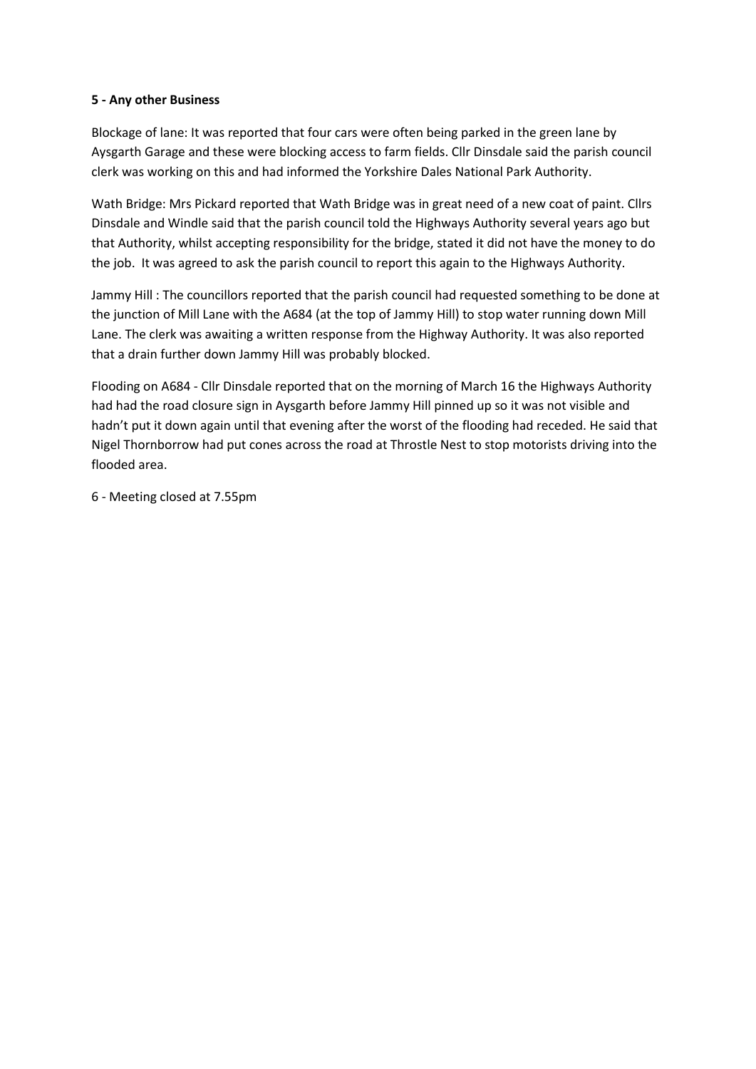**5 - Any other Business**

Blockage of lane: It was reported that four cars were often being parked in the green lane by Aysgarth Garage and these were blocking access to farm fields. Cllr Dinsdale said the parish council clerk was working on this and had informed the Yorkshire Dales National Park Authority.

Wath Bridge: Mrs Pickard reported that Wath Bridge was in great need of a new coat of paint. Cllrs Dinsdale and Windle said that the parish council told the Highways Authority several years ago but that Authority, whilst accepting responsibility for the bridge, stated it did not have the money to do the job. It was agreed to ask the parish council to report this again to the Highways Authority.

Jammy Hill : The councillors reported that the parish council had requested something to be done at the junction of Mill Lane with the A684 (at the top of Jammy Hill) to stop water running down Mill Lane. The clerk was awaiting a written response from the Highway Authority. It was also reported that a drain further down Jammy Hill was probably blocked.

Flooding on A684 - Cllr Dinsdale reported that on the morning of March 16 the Highways Authority had had the road closure sign in Aysgarth before Jammy Hill pinned up so it was not visible and hadn't put it down again until that evening after the worst of the flooding had receded. He said that Nigel Thornborrow had put cones across the road at Throstle Nest to stop motorists driving into the flooded area.

6 - Meeting closed at 7.55pm